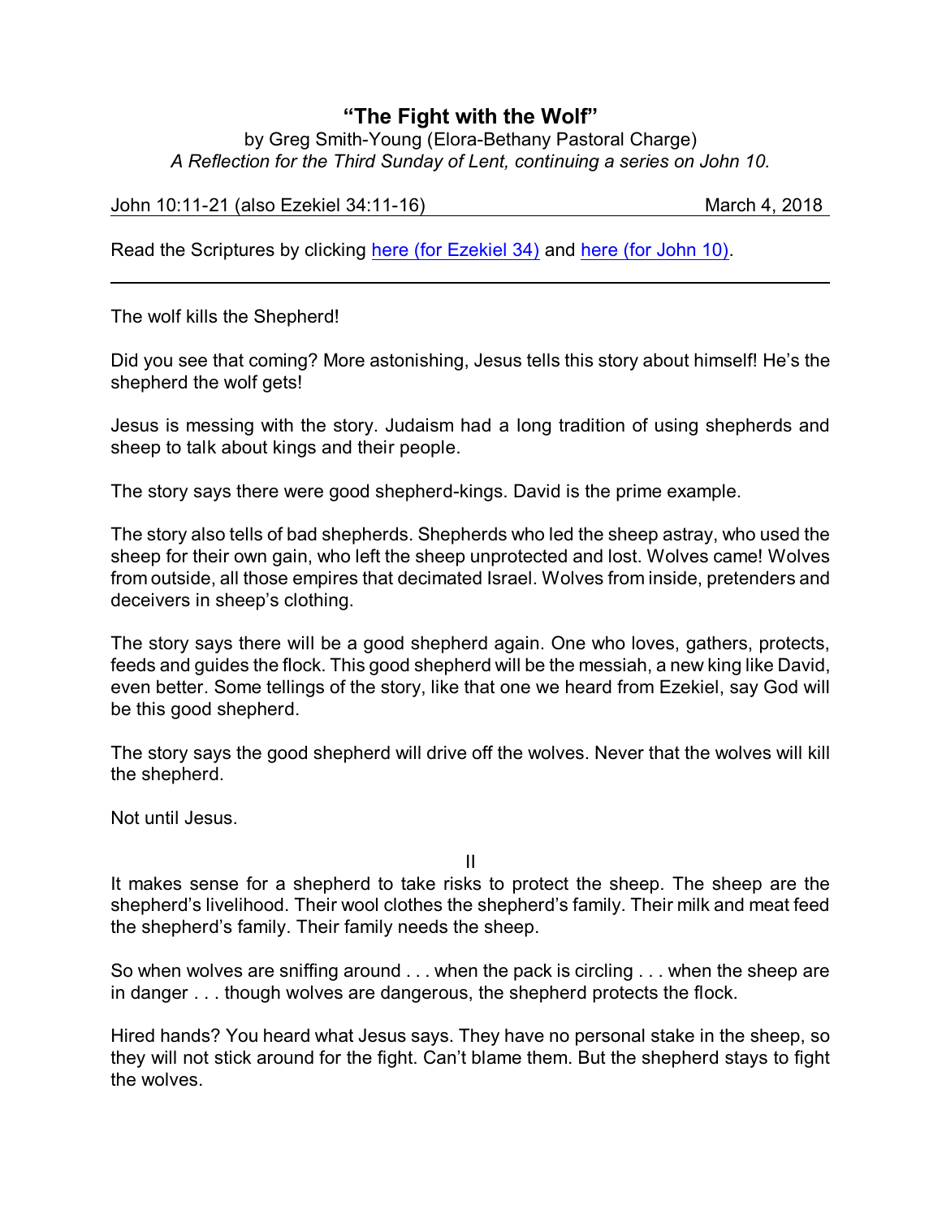# "The Fight with the Wolf"

by Greg Smith-Young (Elora-Bethany Pastoral Charge)
*A Reflection for the Third Sunday of Lent, continuing a series on John 10.*

John 10:11-21 (also Ezekiel 34:11-16) March 4, 2018

Read the Scriptures by clicking [here (for Ezekiel 34)]() and [here (for John 10)]().

---

The wolf kills the Shepherd!

Did you see that coming? More astonishing, Jesus tells this story about himself! He's the shepherd the wolf gets!

Jesus is messing with the story. Judaism had a long tradition of using shepherds and sheep to talk about kings and their people.

The story says there were good shepherd-kings. David is the prime example.

The story also tells of bad shepherds. Shepherds who led the sheep astray, who used the sheep for their own gain, who left the sheep unprotected and lost. Wolves came! Wolves from outside, all those empires that decimated Israel. Wolves from inside, pretenders and deceivers in sheep's clothing.

The story says there will be a good shepherd again. One who loves, gathers, protects, feeds and guides the flock. This good shepherd will be the messiah, a new king like David, even better. Some tellings of the story, like that one we heard from Ezekiel, say God will be this good shepherd.

The story says the good shepherd will drive off the wolves. Never that the wolves will kill the shepherd.

Not until Jesus.

II

It makes sense for a shepherd to take risks to protect the sheep. The sheep are the shepherd's livelihood. Their wool clothes the shepherd's family. Their milk and meat feed the shepherd's family. Their family needs the sheep.

So when wolves are sniffing around . . . when the pack is circling . . . when the sheep are in danger . . . though wolves are dangerous, the shepherd protects the flock.

Hired hands? You heard what Jesus says. They have no personal stake in the sheep, so they will not stick around for the fight. Can't blame them. But the shepherd stays to fight the wolves.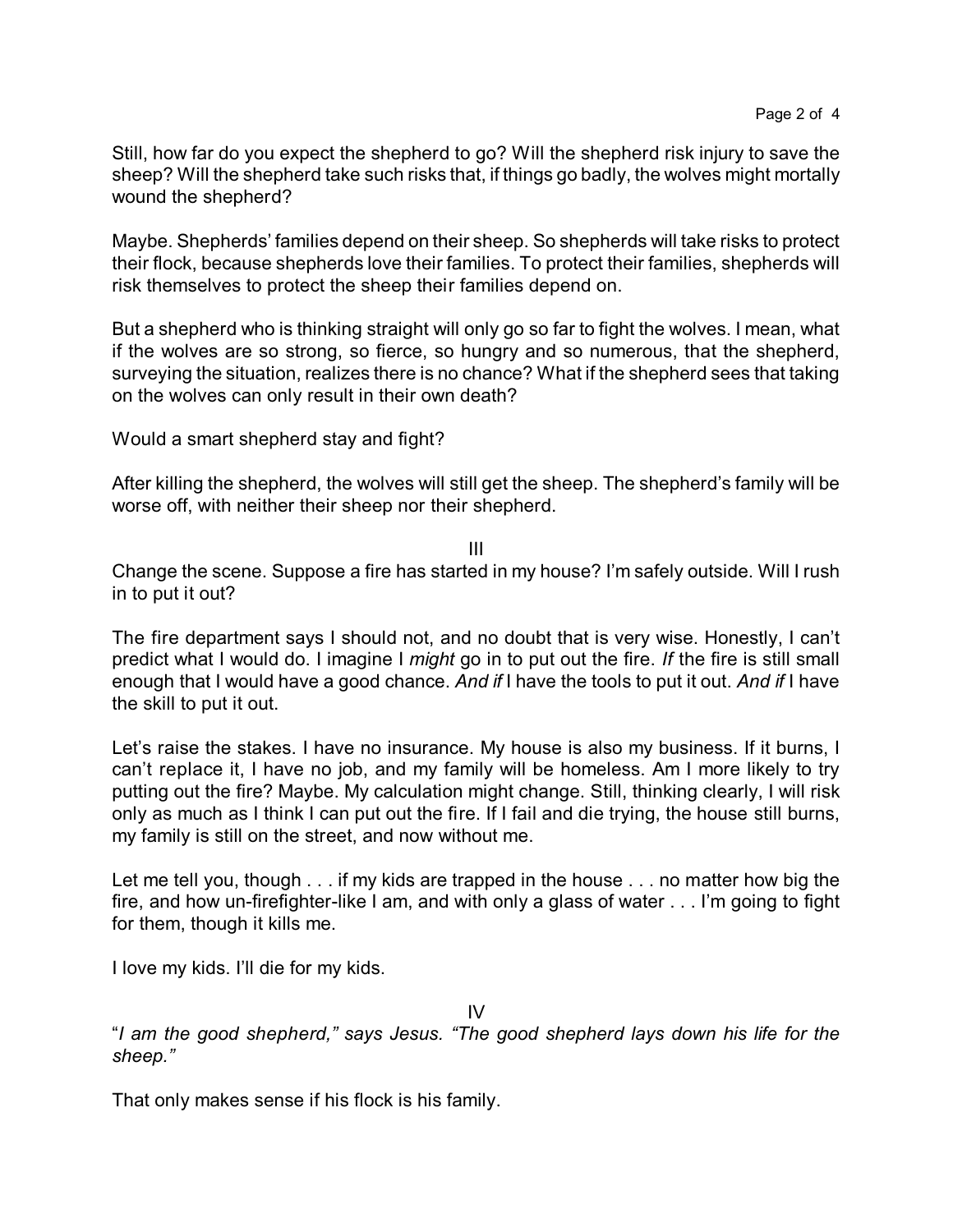Still, how far do you expect the shepherd to go? Will the shepherd risk injury to save the sheep? Will the shepherd take such risks that, if things go badly, the wolves might mortally wound the shepherd?

Maybe. Shepherds' families depend on their sheep. So shepherds will take risks to protect their flock, because shepherds love their families. To protect their families, shepherds will risk themselves to protect the sheep their families depend on.

But a shepherd who is thinking straight will only go so far to fight the wolves. I mean, what if the wolves are so strong, so fierce, so hungry and so numerous, that the shepherd, surveying the situation, realizes there is no chance? What if the shepherd sees that taking on the wolves can only result in their own death?

Would a smart shepherd stay and fight?

After killing the shepherd, the wolves will still get the sheep. The shepherd's family will be worse off, with neither their sheep nor their shepherd.

III

Change the scene. Suppose a fire has started in my house? I'm safely outside. Will I rush in to put it out?

The fire department says I should not, and no doubt that is very wise. Honestly, I can't predict what I would do. I imagine I *might* go in to put out the fire. *If* the fire is still small enough that I would have a good chance. *And if* I have the tools to put it out. *And if* I have the skill to put it out.

Let's raise the stakes. I have no insurance. My house is also my business. If it burns, I can't replace it, I have no job, and my family will be homeless. Am I more likely to try putting out the fire? Maybe. My calculation might change. Still, thinking clearly, I will risk only as much as I think I can put out the fire. If I fail and die trying, the house still burns, my family is still on the street, and now without me.

Let me tell you, though . . . if my kids are trapped in the house . . . no matter how big the fire, and how un-firefighter-like I am, and with only a glass of water . . . I'm going to fight for them, though it kills me.

I love my kids. I'll die for my kids.

IV

"*I am the good shepherd," says Jesus. "The good shepherd lays down his life for the sheep."*

That only makes sense if his flock is his family.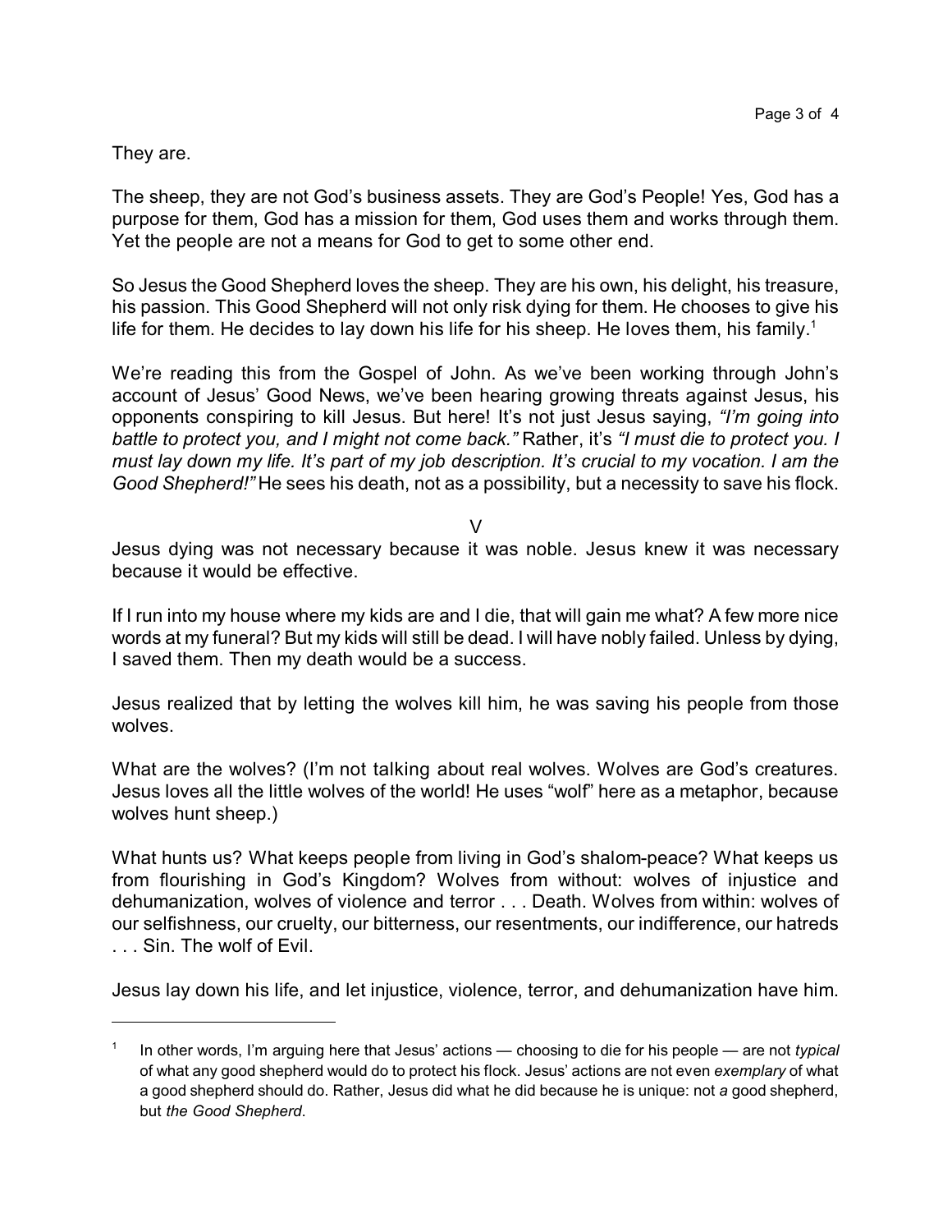They are.

The sheep, they are not God's business assets. They are God's People! Yes, God has a purpose for them, God has a mission for them, God uses them and works through them. Yet the people are not a means for God to get to some other end.

So Jesus the Good Shepherd loves the sheep. They are his own, his delight, his treasure, his passion. This Good Shepherd will not only risk dying for them. He chooses to give his life for them. He decides to lay down his life for his sheep. He loves them, his family.[1]

We're reading this from the Gospel of John. As we've been working through John's account of Jesus' Good News, we've been hearing growing threats against Jesus, his opponents conspiring to kill Jesus. But here! It's not just Jesus saying, *"I'm going into battle to protect you, and I might not come back."* Rather, it's *"I must die to protect you. I must lay down my life. It's part of my job description. It's crucial to my vocation. I am the Good Shepherd!"* He sees his death, not as a possibility, but a necessity to save his flock.

V

Jesus dying was not necessary because it was noble. Jesus knew it was necessary because it would be effective.

If I run into my house where my kids are and I die, that will gain me what? A few more nice words at my funeral? But my kids will still be dead. I will have nobly failed. Unless by dying, I saved them. Then my death would be a success.

Jesus realized that by letting the wolves kill him, he was saving his people from those wolves.

What are the wolves? (I'm not talking about real wolves. Wolves are God's creatures. Jesus loves all the little wolves of the world! He uses "wolf" here as a metaphor, because wolves hunt sheep.)

What hunts us? What keeps people from living in God's shalom-peace? What keeps us from flourishing in God's Kingdom? Wolves from without: wolves of injustice and dehumanization, wolves of violence and terror . . . Death. Wolves from within: wolves of our selfishness, our cruelty, our bitterness, our resentments, our indifference, our hatreds . . . Sin. The wolf of Evil.

Jesus lay down his life, and let injustice, violence, terror, and dehumanization have him.

---

[1] In other words, I'm arguing here that Jesus' actions — choosing to die for his people — are not *typical* of what any good shepherd would do to protect his flock. Jesus' actions are not even *exemplary* of what a good shepherd should do. Rather, Jesus did what he did because he is unique: not *a* good shepherd, but *the Good Shepherd*.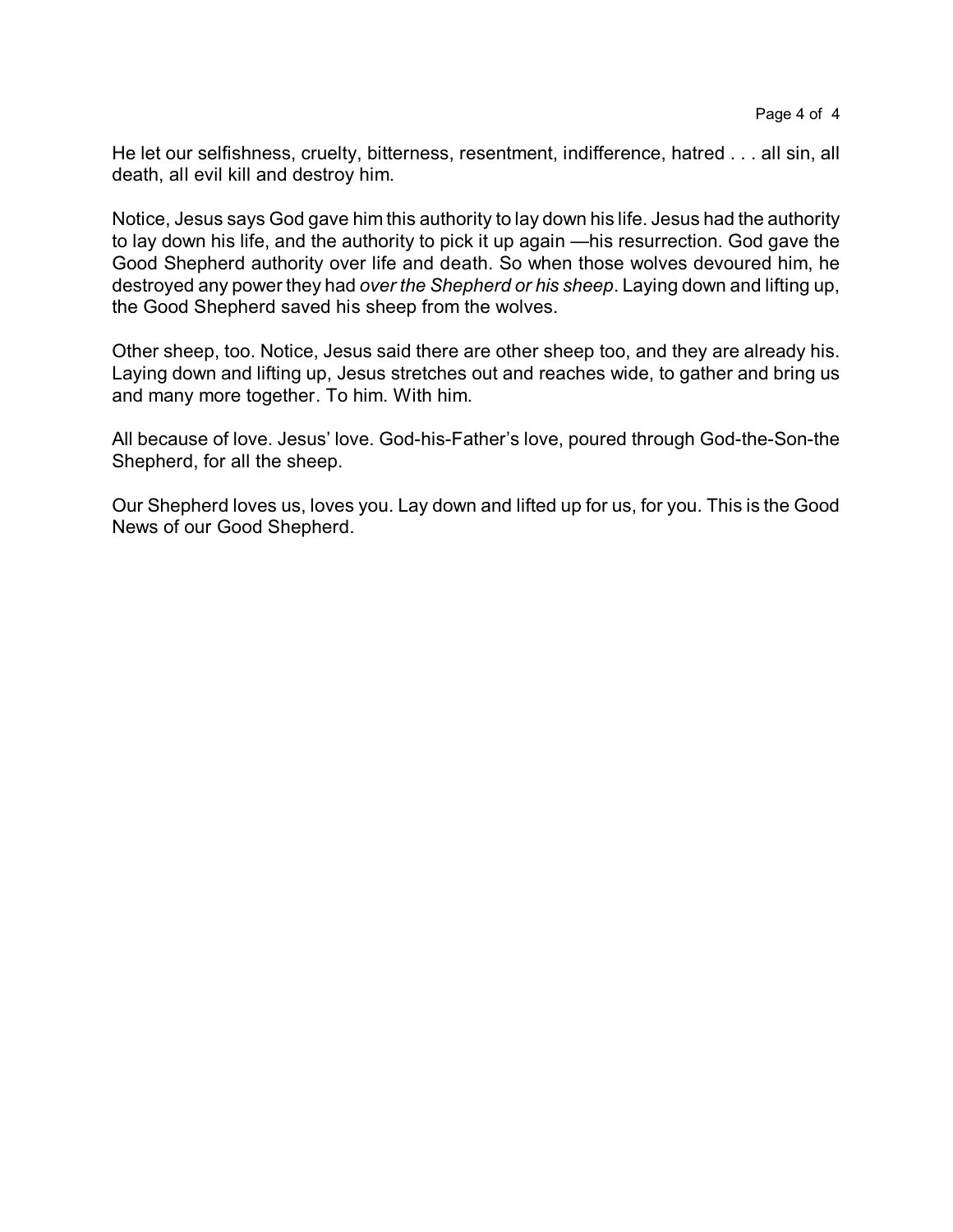He let our selfishness, cruelty, bitterness, resentment, indifference, hatred . . . all sin, all death, all evil kill and destroy him.

Notice, Jesus says God gave him this authority to lay down his life. Jesus had the authority to lay down his life, and the authority to pick it up again —his resurrection. God gave the Good Shepherd authority over life and death. So when those wolves devoured him, he destroyed any power they had *over the Shepherd or his sheep*. Laying down and lifting up, the Good Shepherd saved his sheep from the wolves.

Other sheep, too. Notice, Jesus said there are other sheep too, and they are already his. Laying down and lifting up, Jesus stretches out and reaches wide, to gather and bring us and many more together. To him. With him.

All because of love. Jesus' love. God-his-Father's love, poured through God-the-Son-the Shepherd, for all the sheep.

Our Shepherd loves us, loves you. Lay down and lifted up for us, for you. This is the Good News of our Good Shepherd.